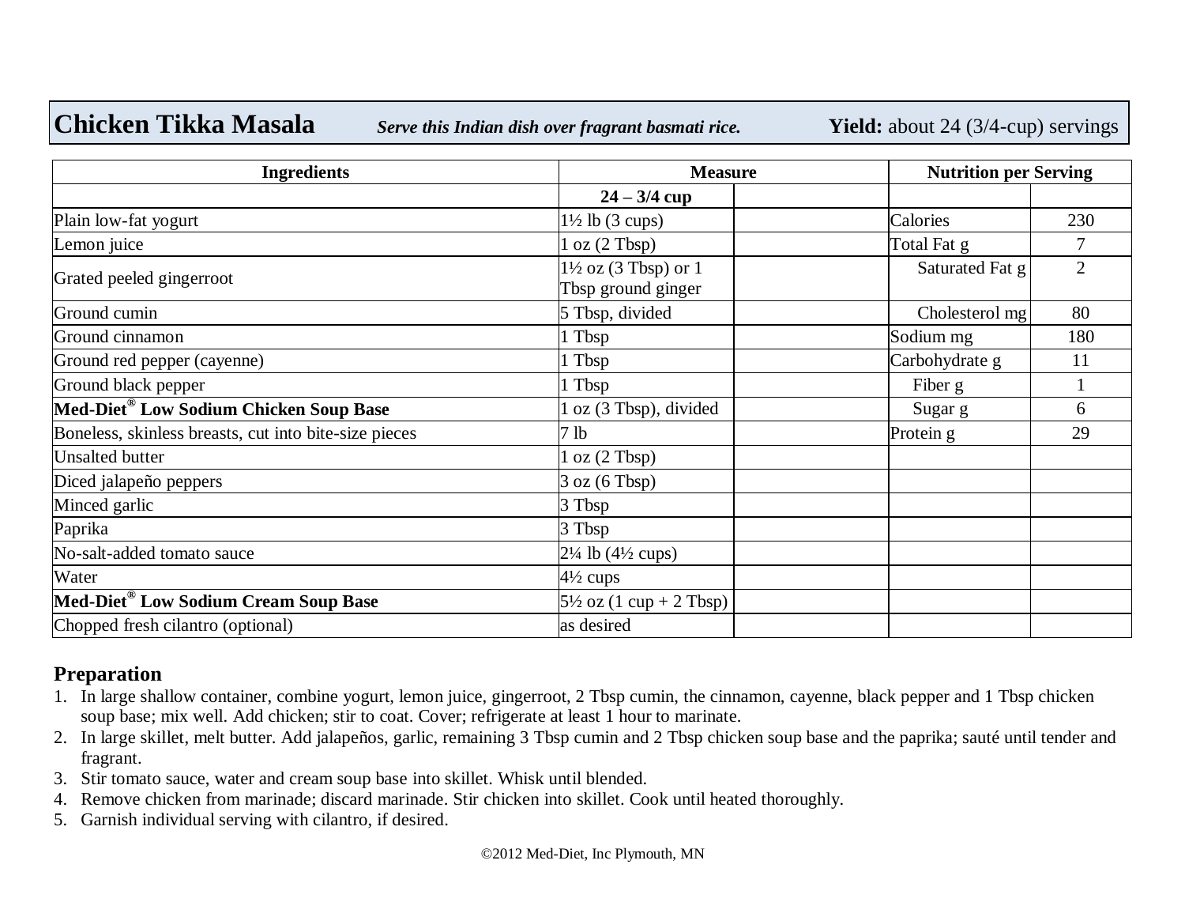# Chicken Tikka Masala

*Serve this Indian dish over fragrant basmati rice.*

**Yield:** about 24 (3/4-cup) servings

| Ingredients | Measure | | Nutrition per Serving | |
|---|---|---|---|---|
| | **24 – 3/4 cup** | | | |
| Plain low-fat yogurt | 1½ lb (3 cups) | | Calories | 230 |
| Lemon juice | 1 oz (2 Tbsp) | | Total Fat g | 7 |
| Grated peeled gingerroot | 1½ oz (3 Tbsp) or 1 Tbsp ground ginger | | Saturated Fat g | 2 |
| Ground cumin | 5 Tbsp, divided | | Cholesterol mg | 80 |
| Ground cinnamon | 1 Tbsp | | Sodium mg | 180 |
| Ground red pepper (cayenne) | 1 Tbsp | | Carbohydrate g | 11 |
| Ground black pepper | 1 Tbsp | | Fiber g | 1 |
| **Med-Diet® Low Sodium Chicken Soup Base** | 1 oz (3 Tbsp), divided | | Sugar g | 6 |
| Boneless, skinless breasts, cut into bite-size pieces | 7 lb | | Protein g | 29 |
| Unsalted butter | 1 oz (2 Tbsp) | | | |
| Diced jalapeño peppers | 3 oz (6 Tbsp) | | | |
| Minced garlic | 3 Tbsp | | | |
| Paprika | 3 Tbsp | | | |
| No-salt-added tomato sauce | 2¼ lb (4½ cups) | | | |
| Water | 4½ cups | | | |
| **Med-Diet® Low Sodium Cream Soup Base** | 5½ oz (1 cup + 2 Tbsp) | | | |
| Chopped fresh cilantro (optional) | as desired | | | |

## Preparation

1. In large shallow container, combine yogurt, lemon juice, gingerroot, 2 Tbsp cumin, the cinnamon, cayenne, black pepper and 1 Tbsp chicken soup base; mix well. Add chicken; stir to coat. Cover; refrigerate at least 1 hour to marinate.
2. In large skillet, melt butter. Add jalapeños, garlic, remaining 3 Tbsp cumin and 2 Tbsp chicken soup base and the paprika; sauté until tender and fragrant.
3. Stir tomato sauce, water and cream soup base into skillet. Whisk until blended.
4. Remove chicken from marinade; discard marinade. Stir chicken into skillet. Cook until heated thoroughly.
5. Garnish individual serving with cilantro, if desired.

©2012 Med-Diet, Inc Plymouth, MN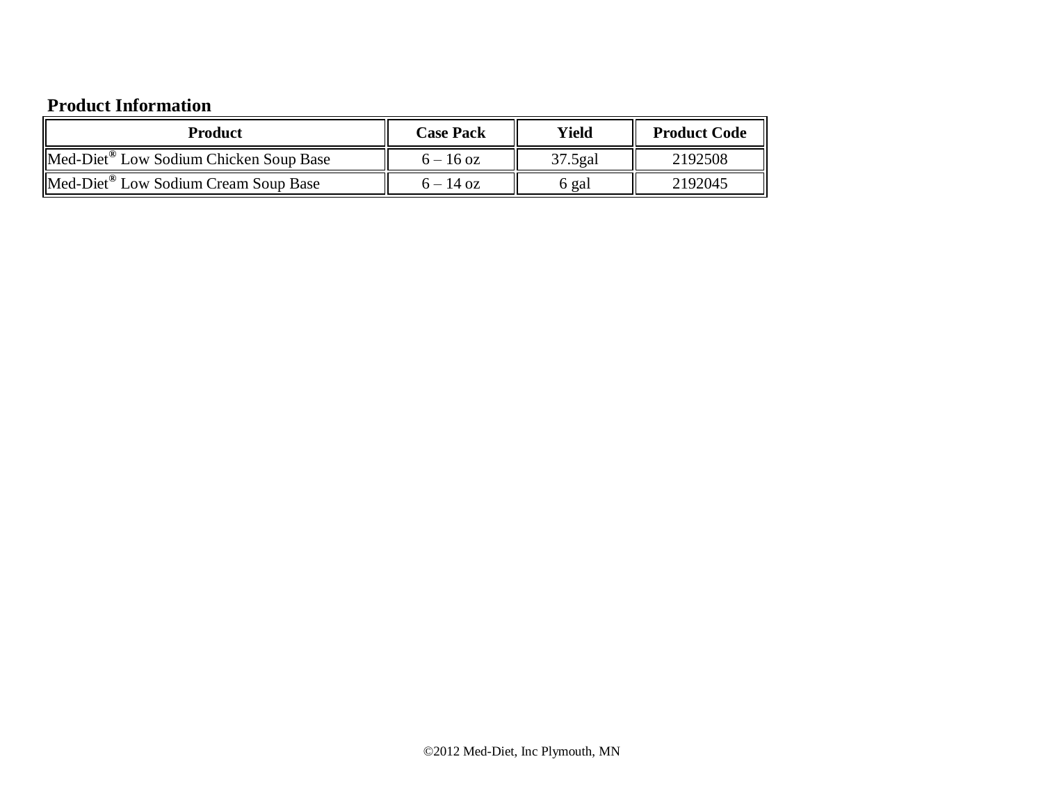## Product Information

| Product | Case Pack | Yield | Product Code |
|---|---|---|---|
| Med-Diet® Low Sodium Chicken Soup Base | 6 – 16 oz | 37.5gal | 2192508 |
| Med-Diet® Low Sodium Cream Soup Base | 6 – 14 oz | 6 gal | 2192045 |

©2012 Med-Diet, Inc Plymouth, MN